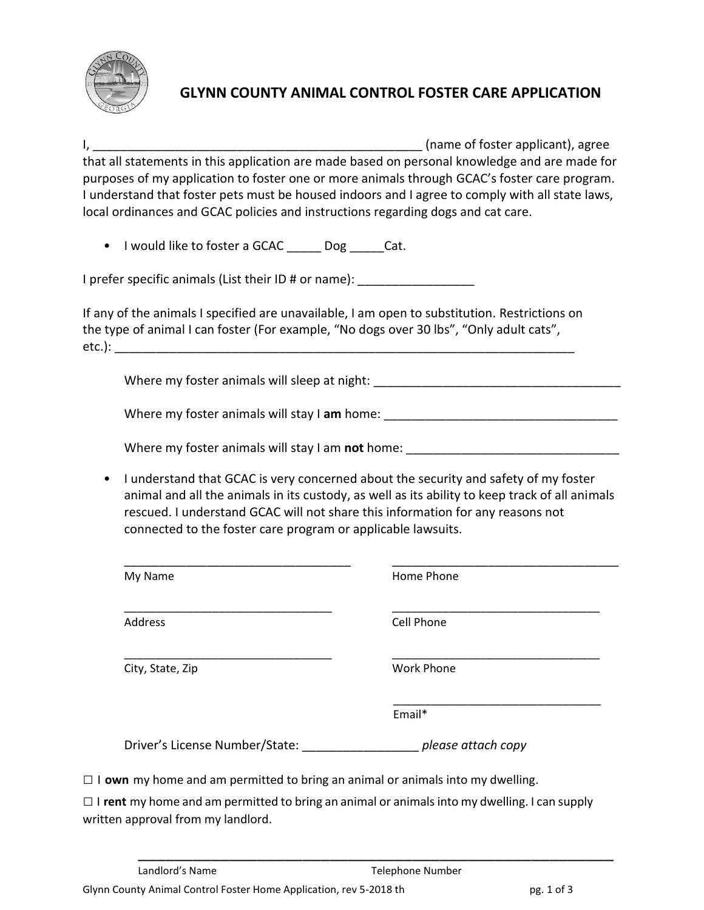# GLYNN COUNTY ANIMAL CONTROL FOSTER CARE APPLICATION

I, _______________________________________________ (name of foster applicant), agree that all statements in this application are made based on personal knowledge and are made for purposes of my application to foster one or more animals through GCAC's foster care program. I understand that foster pets must be housed indoors and I agree to comply with all state laws, local ordinances and GCAC policies and instructions regarding dogs and cat care.

- I would like to foster a GCAC _____ Dog _____Cat.

I prefer specific animals (List their ID # or name): _________________

If any of the animals I specified are unavailable, I am open to substitution. Restrictions on the type of animal I can foster (For example, "No dogs over 30 lbs", "Only adult cats", etc.): _____________________________________________________________________

Where my foster animals will sleep at night: ___________________________________

Where my foster animals will stay I **am** home: ________________________________

Where my foster animals will stay I am **not** home: _____________________________

- I understand that GCAC is very concerned about the security and safety of my foster animal and all the animals in its custody, as well as its ability to keep track of all animals rescued. I understand GCAC will not share this information for any reasons not connected to the foster care program or applicable lawsuits.

_________________________________ My Name

_________________________________ Home Phone

_________________________________ Address

_________________________________ Cell Phone

_________________________________ City, State, Zip

_________________________________ Work Phone

_________________________________ Email*

Driver's License Number/State: _________________ *please attach copy*

☐ I **own** my home and am permitted to bring an animal or animals into my dwelling.

☐ I **rent** my home and am permitted to bring an animal or animals into my dwelling. I can supply written approval from my landlord.

_________________________________________________________________________

Landlord's Name Telephone Number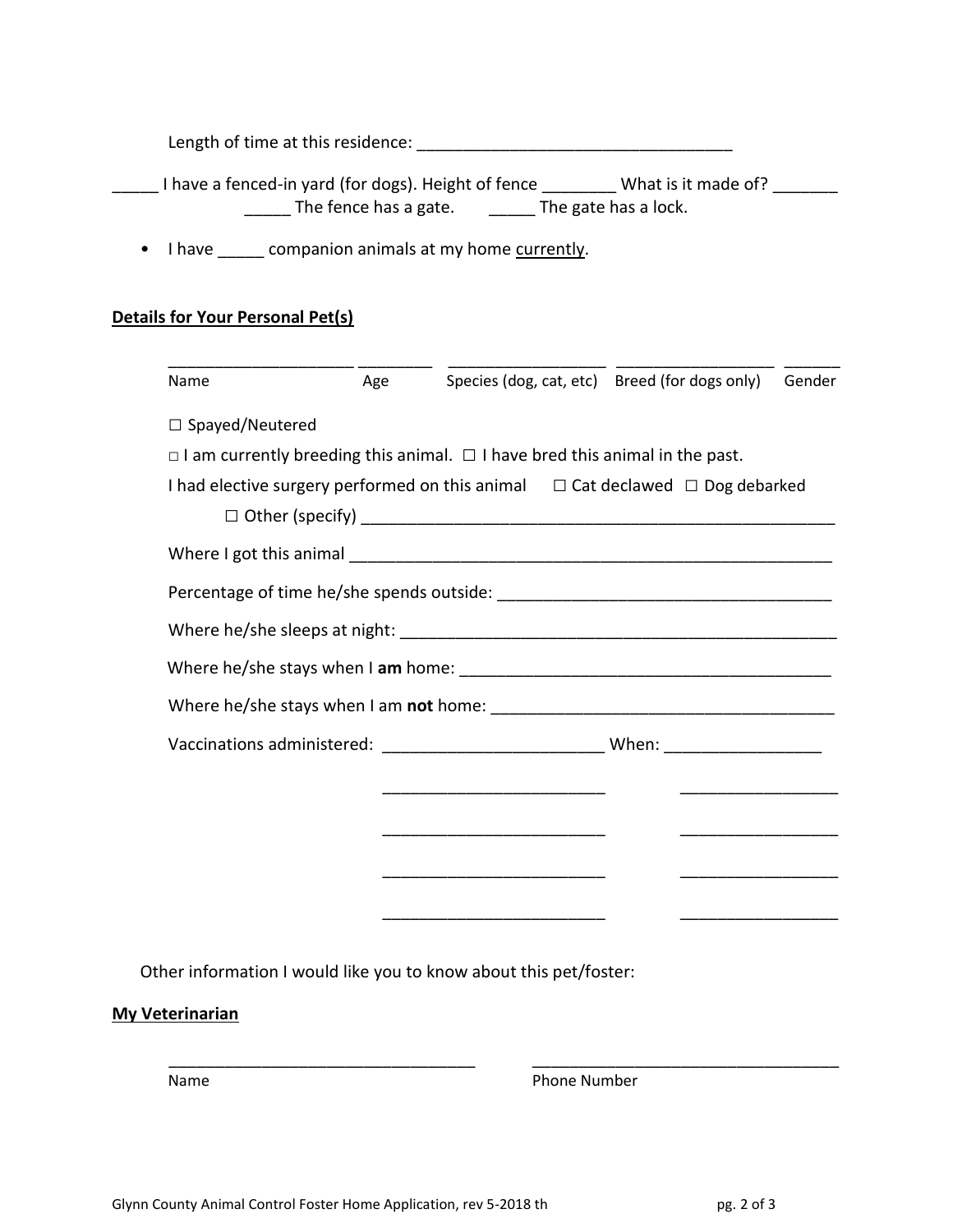Length of time at this residence: ___________________________________

_____ I have a fenced-in yard (for dogs). Height of fence ________ What is it made of? _______

_____ The fence has a gate. _____ The gate has a lock.

- I have _____ companion animals at my home <u>currently</u>.

**<u>Details for Your Personal Pet(s)</u>**

| Name | Age | Species (dog, cat, etc) | Breed (for dogs only) | Gender |
|---|---|---|---|---|
| ____________________ | ________ | _________________ | _________________ | ______ |

☐ Spayed/Neutered

□ I am currently breeding this animal. ☐ I have bred this animal in the past.

I had elective surgery performed on this animal ☐ Cat declawed ☐ Dog debarked

☐ Other (specify) _____________________________________________________

Where I got this animal _____________________________________________________

Percentage of time he/she spends outside: ____________________________________

Where he/she sleeps at night: _______________________________________________

Where he/she stays when I **am** home: _________________________________________

Where he/she stays when I am **not** home: _____________________________________

| Vaccinations administered: | When: |
|---|---|
| ________________________ | _________________ |
| ________________________ | _________________ |
| ________________________ | _________________ |
| ________________________ | _________________ |
| ________________________ | _________________ |

Other information I would like you to know about this pet/foster:

**<u>My Veterinarian</u>**

| Name | Phone Number |
|---|---|
| __________________________________ | __________________________________ |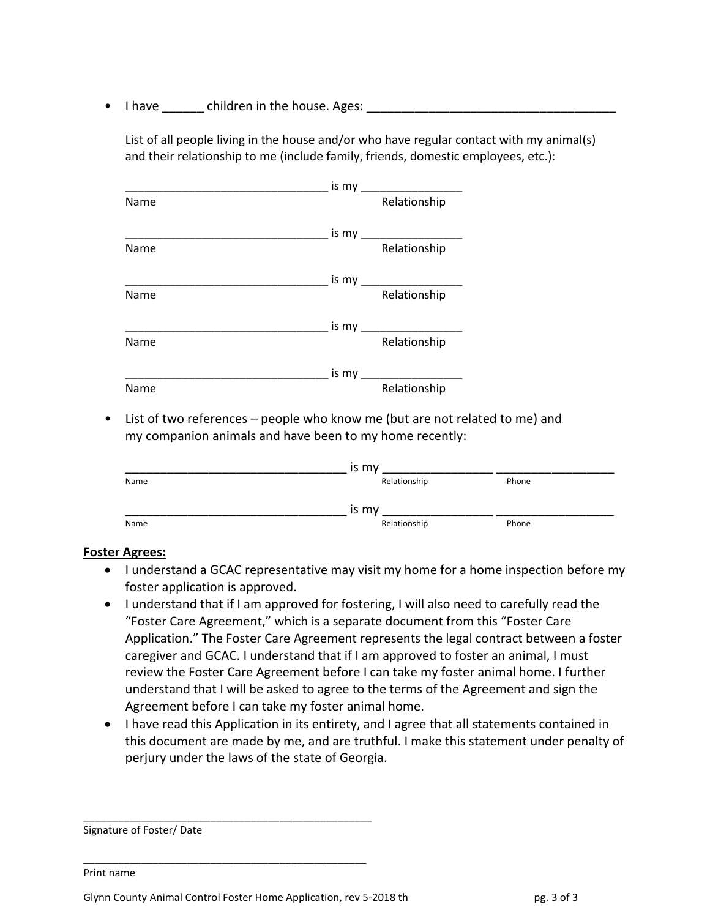- I have ______ children in the house. Ages: ____________________________________

  List of all people living in the house and/or who have regular contact with my animal(s) and their relationship to me (include family, friends, domestic employees, etc.):

  _______________________________ is my _______________
  Name                                                      Relationship

  _______________________________ is my _______________
  Name                                                      Relationship

  _______________________________ is my _______________
  Name                                                      Relationship

  _______________________________ is my _______________
  Name                                                      Relationship

  _______________________________ is my _______________
  Name                                                      Relationship

- List of two references – people who know me (but are not related to me) and my companion animals and have been to my home recently:

  _________________________________ is my ________________ _________________
  Name                                                      Relationship                Phone

  _________________________________ is my ________________ _________________
  Name                                                      Relationship                Phone

**Foster Agrees:**

- I understand a GCAC representative may visit my home for a home inspection before my foster application is approved.
- I understand that if I am approved for fostering, I will also need to carefully read the "Foster Care Agreement," which is a separate document from this "Foster Care Application." The Foster Care Agreement represents the legal contract between a foster caregiver and GCAC. I understand that if I am approved to foster an animal, I must review the Foster Care Agreement before I can take my foster animal home. I further understand that I will be asked to agree to the terms of the Agreement and sign the Agreement before I can take my foster animal home.
- I have read this Application in its entirety, and I agree that all statements contained in this document are made by me, and are truthful. I make this statement under penalty of perjury under the laws of the state of Georgia.

_____________________________________________
Signature of Foster/ Date

_____________________________________________
Print name

Glynn County Animal Control Foster Home Application, rev 5-2018 th